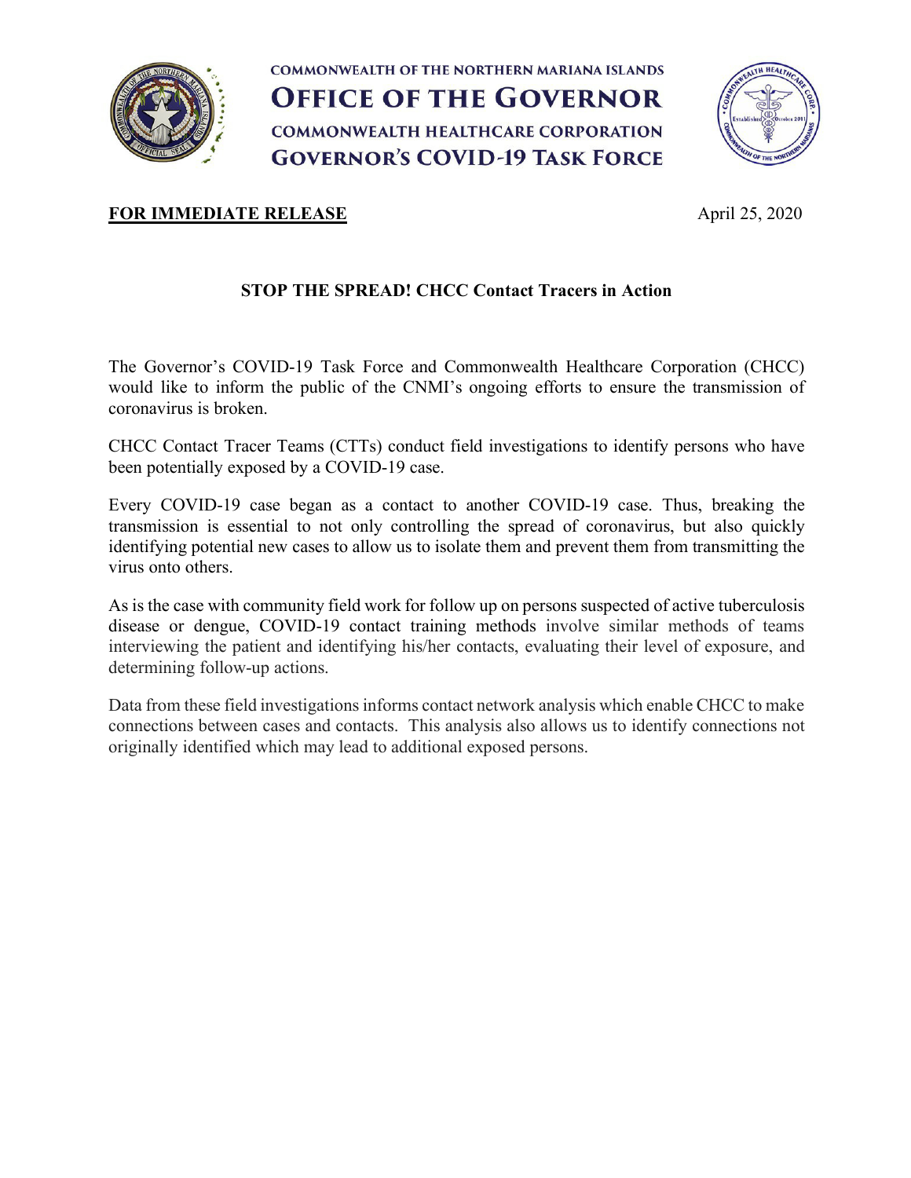COMMONWEALTH OF THE NORTHERN MARIANA ISLANDS

# OFFICE OF THE GOVERNOR

COMMONWEALTH HEALTHCARE CORPORATION

## GOVERNOR'S COVID-19 TASK FORCE

**FOR IMMEDIATE RELEASE** April 25, 2020

### STOP THE SPREAD! CHCC Contact Tracers in Action

The Governor's COVID-19 Task Force and Commonwealth Healthcare Corporation (CHCC) would like to inform the public of the CNMI's ongoing efforts to ensure the transmission of coronavirus is broken.

CHCC Contact Tracer Teams (CTTs) conduct field investigations to identify persons who have been potentially exposed by a COVID-19 case.

Every COVID-19 case began as a contact to another COVID-19 case. Thus, breaking the transmission is essential to not only controlling the spread of coronavirus, but also quickly identifying potential new cases to allow us to isolate them and prevent them from transmitting the virus onto others.

As is the case with community field work for follow up on persons suspected of active tuberculosis disease or dengue, COVID-19 contact training methods involve similar methods of teams interviewing the patient and identifying his/her contacts, evaluating their level of exposure, and determining follow-up actions.

Data from these field investigations informs contact network analysis which enable CHCC to make connections between cases and contacts. This analysis also allows us to identify connections not originally identified which may lead to additional exposed persons.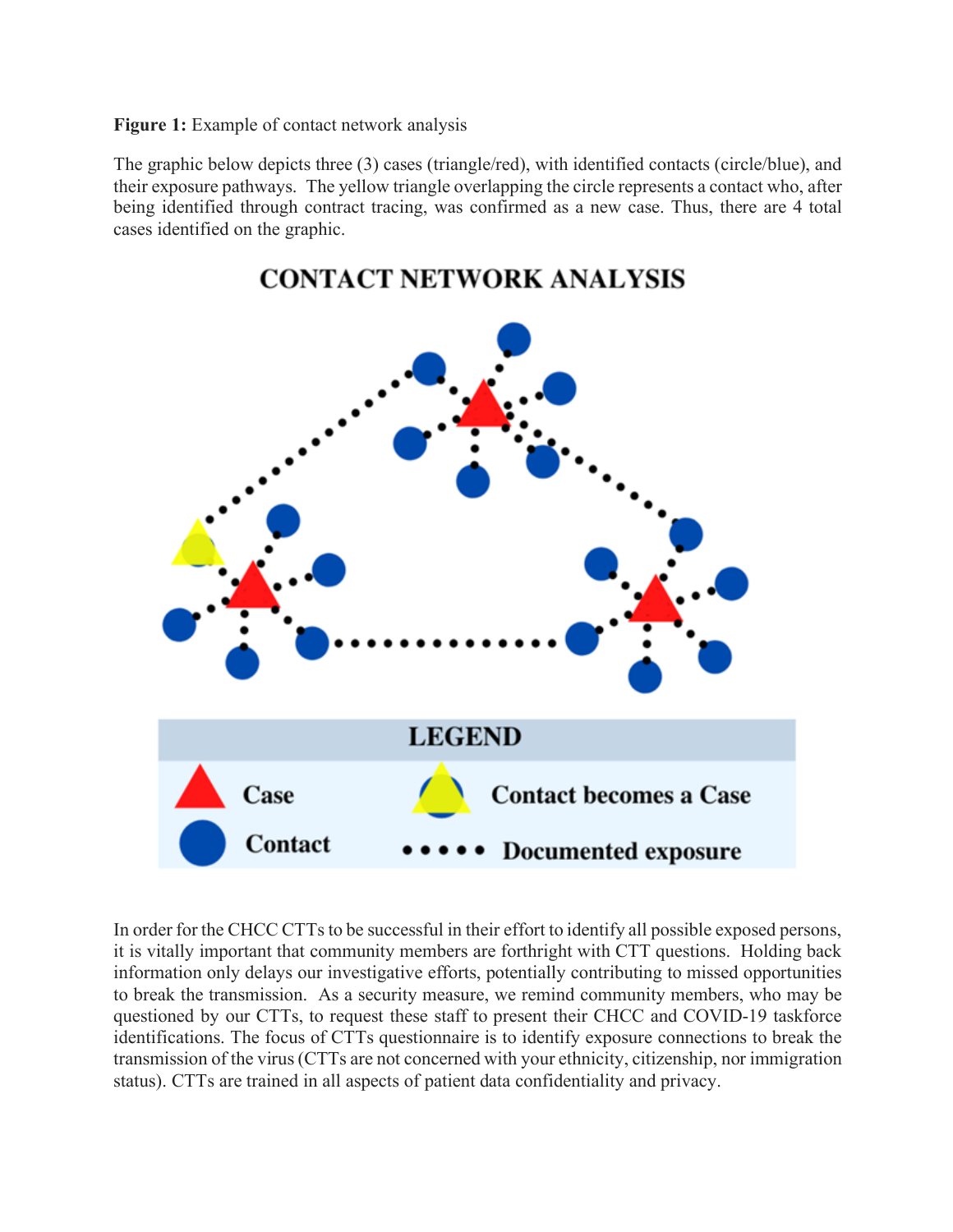**Figure 1:** Example of contact network analysis

The graphic below depicts three (3) cases (triangle/red), with identified contacts (circle/blue), and their exposure pathways. The yellow triangle overlapping the circle represents a contact who, after being identified through contract tracing, was confirmed as a new case. Thus, there are 4 total cases identified on the graphic.

In order for the CHCC CTTs to be successful in their effort to identify all possible exposed persons, it is vitally important that community members are forthright with CTT questions. Holding back information only delays our investigative efforts, potentially contributing to missed opportunities to break the transmission. As a security measure, we remind community members, who may be questioned by our CTTs, to request these staff to present their CHCC and COVID-19 taskforce identifications. The focus of CTTs questionnaire is to identify exposure connections to break the transmission of the virus (CTTs are not concerned with your ethnicity, citizenship, nor immigration status). CTTs are trained in all aspects of patient data confidentiality and privacy.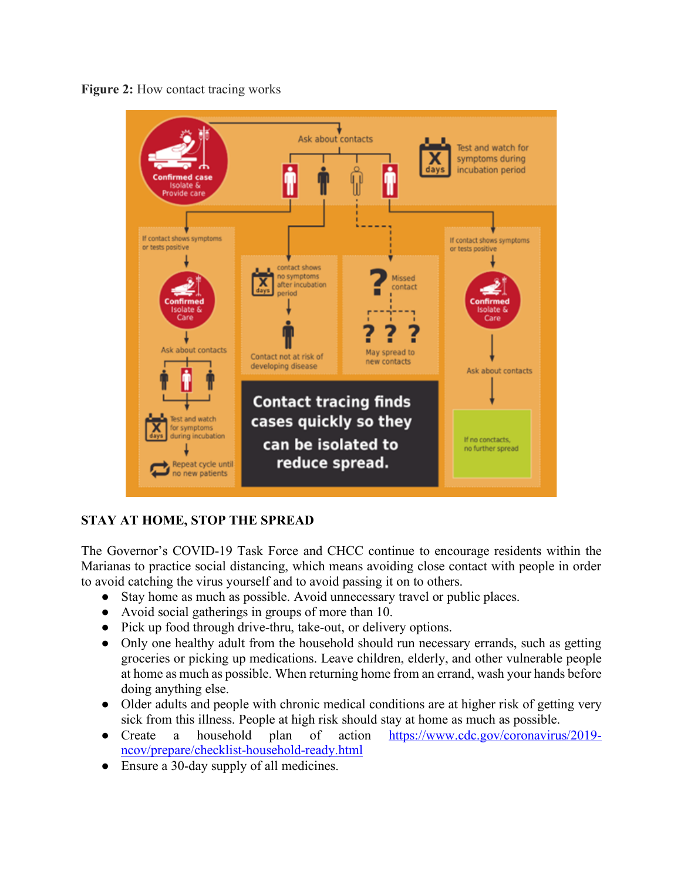**Figure 2:** How contact tracing works

**STAY AT HOME, STOP THE SPREAD**

The Governor's COVID-19 Task Force and CHCC continue to encourage residents within the Marianas to practice social distancing, which means avoiding close contact with people in order to avoid catching the virus yourself and to avoid passing it on to others.

- Stay home as much as possible. Avoid unnecessary travel or public places.
- Avoid social gatherings in groups of more than 10.
- Pick up food through drive-thru, take-out, or delivery options.
- Only one healthy adult from the household should run necessary errands, such as getting groceries or picking up medications. Leave children, elderly, and other vulnerable people at home as much as possible. When returning home from an errand, wash your hands before doing anything else.
- Older adults and people with chronic medical conditions are at higher risk of getting very sick from this illness. People at high risk should stay at home as much as possible.
- Create a household plan of action https://www.cdc.gov/coronavirus/2019-ncov/prepare/checklist-household-ready.html
- Ensure a 30-day supply of all medicines.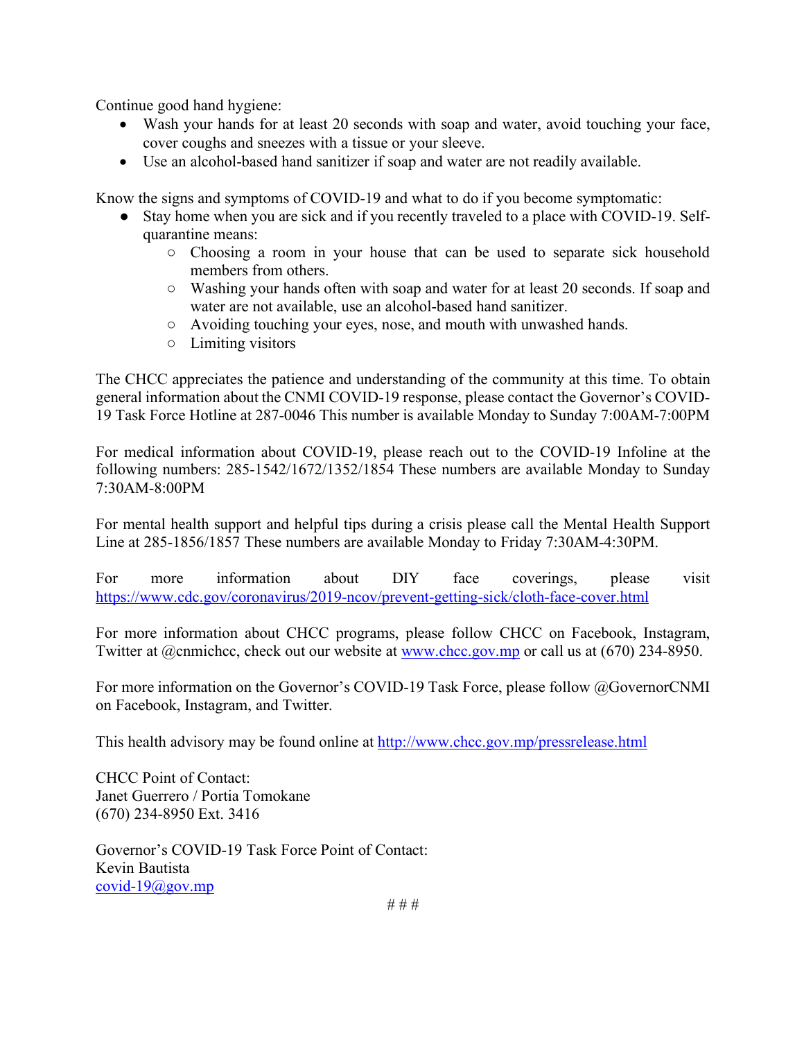Continue good hand hygiene:

- Wash your hands for at least 20 seconds with soap and water, avoid touching your face, cover coughs and sneezes with a tissue or your sleeve.
- Use an alcohol-based hand sanitizer if soap and water are not readily available.

Know the signs and symptoms of COVID-19 and what to do if you become symptomatic:

- Stay home when you are sick and if you recently traveled to a place with COVID-19. Self-quarantine means:
  - Choosing a room in your house that can be used to separate sick household members from others.
  - Washing your hands often with soap and water for at least 20 seconds. If soap and water are not available, use an alcohol-based hand sanitizer.
  - Avoiding touching your eyes, nose, and mouth with unwashed hands.
  - Limiting visitors

The CHCC appreciates the patience and understanding of the community at this time. To obtain general information about the CNMI COVID-19 response, please contact the Governor's COVID-19 Task Force Hotline at 287-0046 This number is available Monday to Sunday 7:00AM-7:00PM

For medical information about COVID-19, please reach out to the COVID-19 Infoline at the following numbers: 285-1542/1672/1352/1854 These numbers are available Monday to Sunday 7:30AM-8:00PM

For mental health support and helpful tips during a crisis please call the Mental Health Support Line at 285-1856/1857 These numbers are available Monday to Friday 7:30AM-4:30PM.

For more information about DIY face coverings, please visit [https://www.cdc.gov/coronavirus/2019-ncov/prevent-getting-sick/cloth-face-cover.html](https://www.cdc.gov/coronavirus/2019-ncov/prevent-getting-sick/cloth-face-cover.html)

For more information about CHCC programs, please follow CHCC on Facebook, Instagram, Twitter at @cnmichcc, check out our website at [www.chcc.gov.mp](http://www.chcc.gov.mp) or call us at (670) 234-8950.

For more information on the Governor's COVID-19 Task Force, please follow @GovernorCNMI on Facebook, Instagram, and Twitter.

This health advisory may be found online at [http://www.chcc.gov.mp/pressrelease.html](http://www.chcc.gov.mp/pressrelease.html)

CHCC Point of Contact:
Janet Guerrero / Portia Tomokane
(670) 234-8950 Ext. 3416

Governor's COVID-19 Task Force Point of Contact:
Kevin Bautista
[covid-19@gov.mp](mailto:covid-19@gov.mp)

# # #